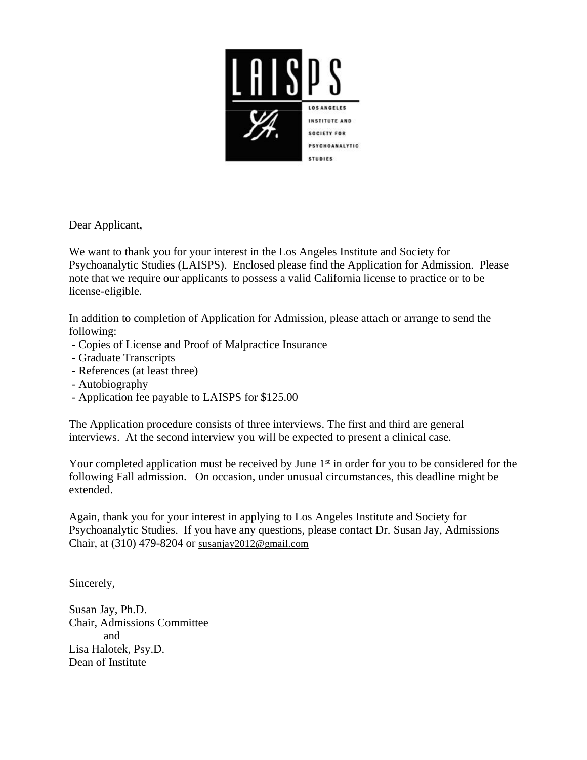LAISPS

LOS ANGELES INSTITUTE AND SOCIETY FOR PSYCHOANALYTIC STUDIES

Dear Applicant,

We want to thank you for your interest in the Los Angeles Institute and Society for Psychoanalytic Studies (LAISPS). Enclosed please find the Application for Admission. Please note that we require our applicants to possess a valid California license to practice or to be license-eligible.

In addition to completion of Application for Admission, please attach or arrange to send the following:

- Copies of License and Proof of Malpractice Insurance
- Graduate Transcripts
- References (at least three)
- Autobiography
- Application fee payable to LAISPS for $125.00

The Application procedure consists of three interviews. The first and third are general interviews. At the second interview you will be expected to present a clinical case.

Your completed application must be received by June 1st in order for you to be considered for the following Fall admission. On occasion, under unusual circumstances, this deadline might be extended.

Again, thank you for your interest in applying to Los Angeles Institute and Society for Psychoanalytic Studies. If you have any questions, please contact Dr. Susan Jay, Admissions Chair, at (310) 479-8204 or susanjay2012@gmail.com

Sincerely,

Susan Jay, Ph.D.
Chair, Admissions Committee
and
Lisa Halotek, Psy.D.
Dean of Institute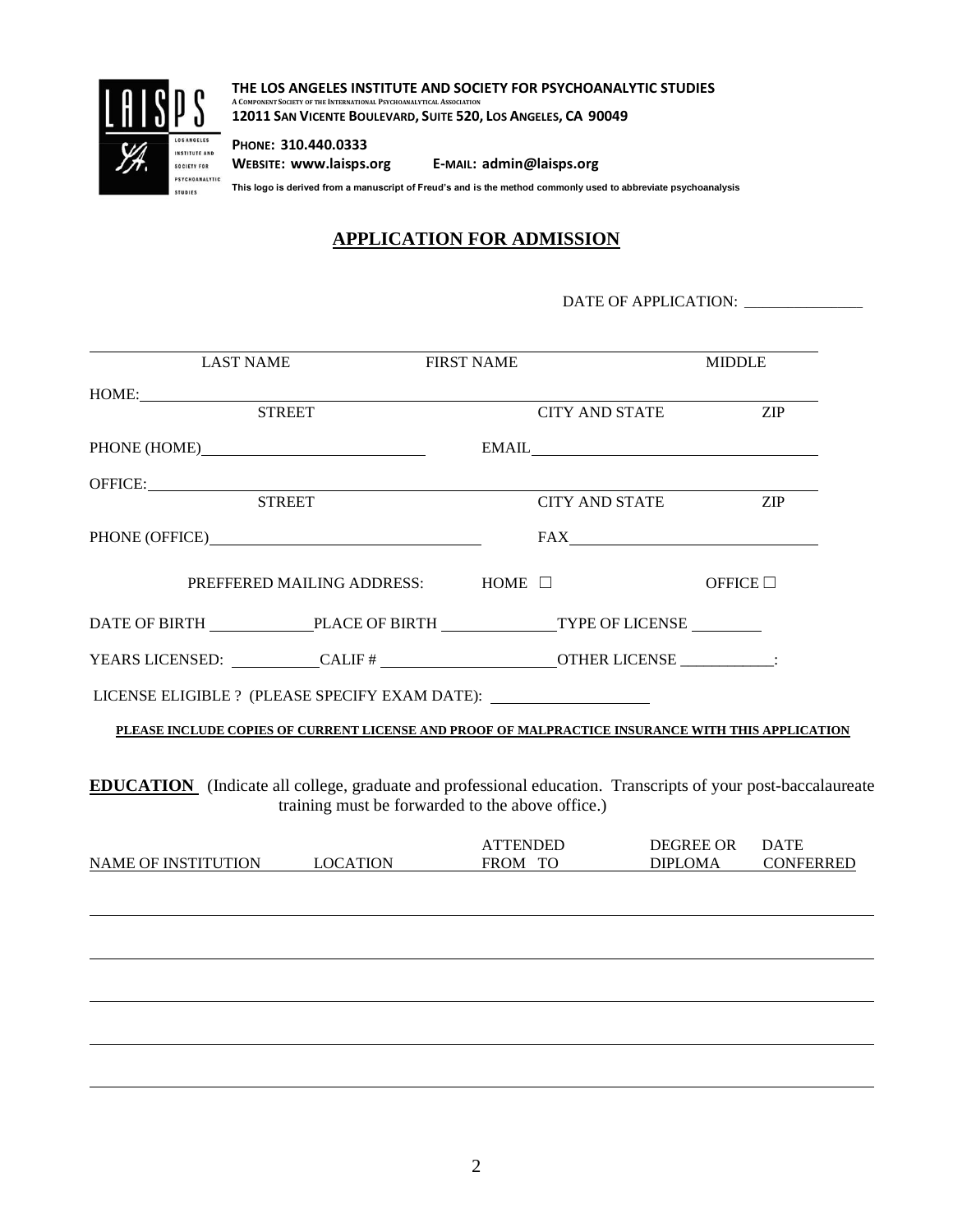**THE LOS ANGELES INSTITUTE AND SOCIETY FOR PSYCHOANALYTIC STUDIES**
A COMPONENT SOCIETY OF THE INTERNATIONAL PSYCHOANALYTICAL ASSOCIATION
**12011 SAN VICENTE BOULEVARD, SUITE 520, LOS ANGELES, CA 90049**

**PHONE: 310.440.0333**
**WEBSITE: www.laisps.org** **E-MAIL: admin@laisps.org**

**This logo is derived from a manuscript of Freud's and is the method commonly used to abbreviate psychoanalysis**

## APPLICATION FOR ADMISSION

DATE OF APPLICATION: ______________

LAST NAME FIRST NAME MIDDLE

HOME: ______________________________________________

STREET CITY AND STATE ZIP

PHONE (HOME) ______________________ EMAIL ______________________

OFFICE: ______________________________________________

STREET CITY AND STATE ZIP

PHONE (OFFICE) ______________________ FAX ______________________

PREFFERED MAILING ADDRESS: HOME ☐ OFFICE ☐

DATE OF BIRTH ____________ PLACE OF BIRTH ____________ TYPE OF LICENSE ________

YEARS LICENSED: __________ CALIF # ____________________ OTHER LICENSE ___________:

LICENSE ELIGIBLE ? (PLEASE SPECIFY EXAM DATE): __________________

**PLEASE INCLUDE COPIES OF CURRENT LICENSE AND PROOF OF MALPRACTICE INSURANCE WITH THIS APPLICATION**

**EDUCATION** (Indicate all college, graduate and professional education. Transcripts of your post-baccalaureate training must be forwarded to the above office.)

| NAME OF INSTITUTION | LOCATION | ATTENDED FROM TO | DEGREE OR DIPLOMA | DATE CONFERRED |
|---|---|---|---|---|
| | | | | |
| | | | | |
| | | | | |
| | | | | |
| | | | | |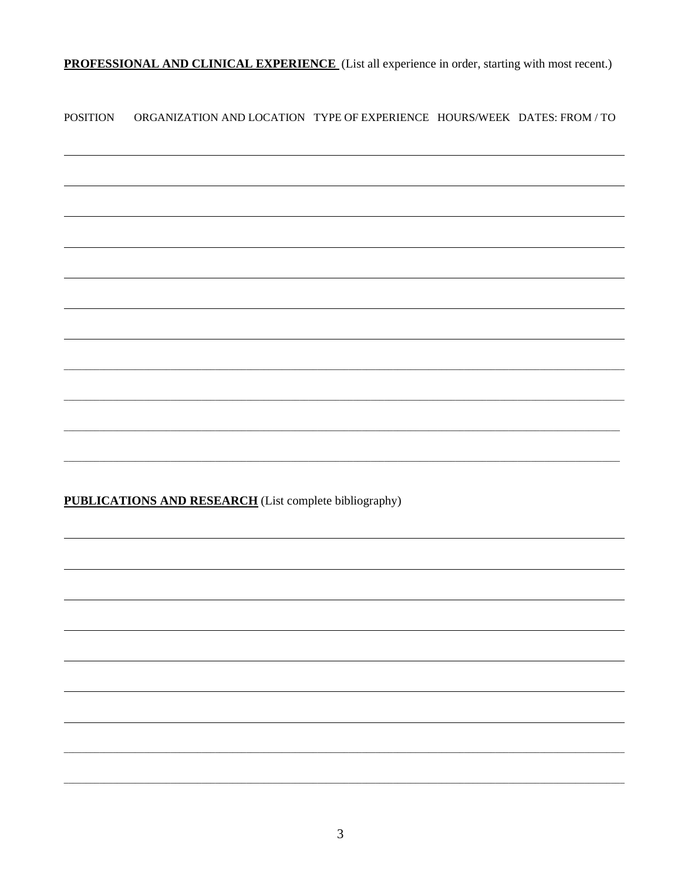**<u>PROFESSIONAL AND CLINICAL EXPERIENCE</u>** (List all experience in order, starting with most recent.)

| POSITION | ORGANIZATION AND LOCATION | TYPE OF EXPERIENCE | HOURS/WEEK | DATES: FROM / TO |
|---|---|---|---|---|
| | | | | |
| | | | | |
| | | | | |
| | | | | |
| | | | | |
| | | | | |
| | | | | |
| | | | | |
| | | | | |
| | | | | |
| | | | | |

**<u>PUBLICATIONS AND RESEARCH</u>** (List complete bibliography)

___

___

___

___

___

___

___

___

___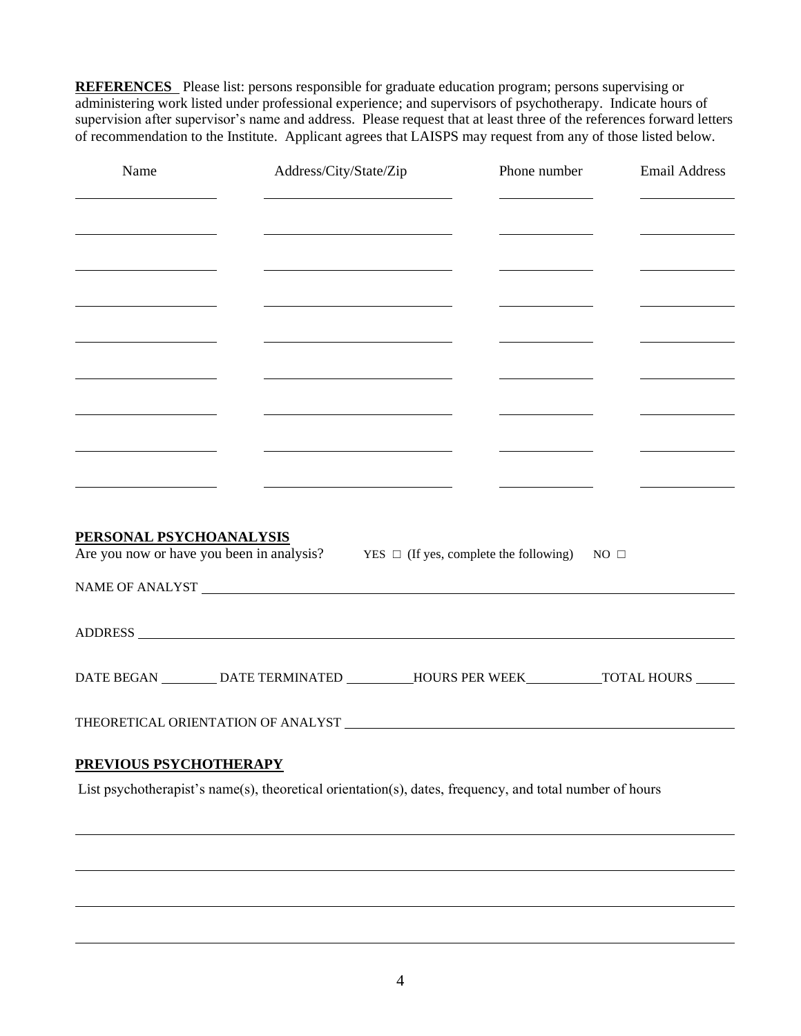**REFERENCES** Please list: persons responsible for graduate education program; persons supervising or administering work listed under professional experience; and supervisors of psychotherapy. Indicate hours of supervision after supervisor's name and address. Please request that at least three of the references forward letters of recommendation to the Institute. Applicant agrees that LAISPS may request from any of those listed below.

| Name | Address/City/State/Zip | Phone number | Email Address |
|---|---|---|---|
| | | | |
| | | | |
| | | | |
| | | | |
| | | | |
| | | | |
| | | | |
| | | | |
| | | | |

## PERSONAL PSYCHOANALYSIS

Are you now or have you been in analysis? YES ☐ (If yes, complete the following) NO ☐

NAME OF ANALYST \_\_\_\_\_\_\_\_\_\_\_\_\_\_\_\_\_\_\_\_\_\_\_\_\_\_\_\_\_\_\_\_\_\_\_\_\_\_\_\_

ADDRESS \_\_\_\_\_\_\_\_\_\_\_\_\_\_\_\_\_\_\_\_\_\_\_\_\_\_\_\_\_\_\_\_\_\_\_\_\_\_\_\_

DATE BEGAN \_\_\_\_\_\_\_\_ DATE TERMINATED \_\_\_\_\_\_\_\_\_\_ HOURS PER WEEK \_\_\_\_\_\_\_\_\_\_\_ TOTAL HOURS \_\_\_\_\_\_

THEORETICAL ORIENTATION OF ANALYST \_\_\_\_\_\_\_\_\_\_\_\_\_\_\_\_\_\_\_\_\_\_\_\_\_\_\_\_\_\_\_\_\_\_\_\_\_\_\_\_

## PREVIOUS PSYCHOTHERAPY

List psychotherapist's name(s), theoretical orientation(s), dates, frequency, and total number of hours

\_\_\_\_\_\_\_\_\_\_\_\_\_\_\_\_\_\_\_\_\_\_\_\_\_\_\_\_\_\_\_\_\_\_\_\_\_\_\_\_\_\_\_\_\_\_\_\_\_\_\_\_\_\_\_\_\_\_\_\_\_\_\_\_\_\_\_\_\_\_\_\_\_\_\_\_\_\_

\_\_\_\_\_\_\_\_\_\_\_\_\_\_\_\_\_\_\_\_\_\_\_\_\_\_\_\_\_\_\_\_\_\_\_\_\_\_\_\_\_\_\_\_\_\_\_\_\_\_\_\_\_\_\_\_\_\_\_\_\_\_\_\_\_\_\_\_\_\_\_\_\_\_\_\_\_\_

\_\_\_\_\_\_\_\_\_\_\_\_\_\_\_\_\_\_\_\_\_\_\_\_\_\_\_\_\_\_\_\_\_\_\_\_\_\_\_\_\_\_\_\_\_\_\_\_\_\_\_\_\_\_\_\_\_\_\_\_\_\_\_\_\_\_\_\_\_\_\_\_\_\_\_\_\_\_

\_\_\_\_\_\_\_\_\_\_\_\_\_\_\_\_\_\_\_\_\_\_\_\_\_\_\_\_\_\_\_\_\_\_\_\_\_\_\_\_\_\_\_\_\_\_\_\_\_\_\_\_\_\_\_\_\_\_\_\_\_\_\_\_\_\_\_\_\_\_\_\_\_\_\_\_\_\_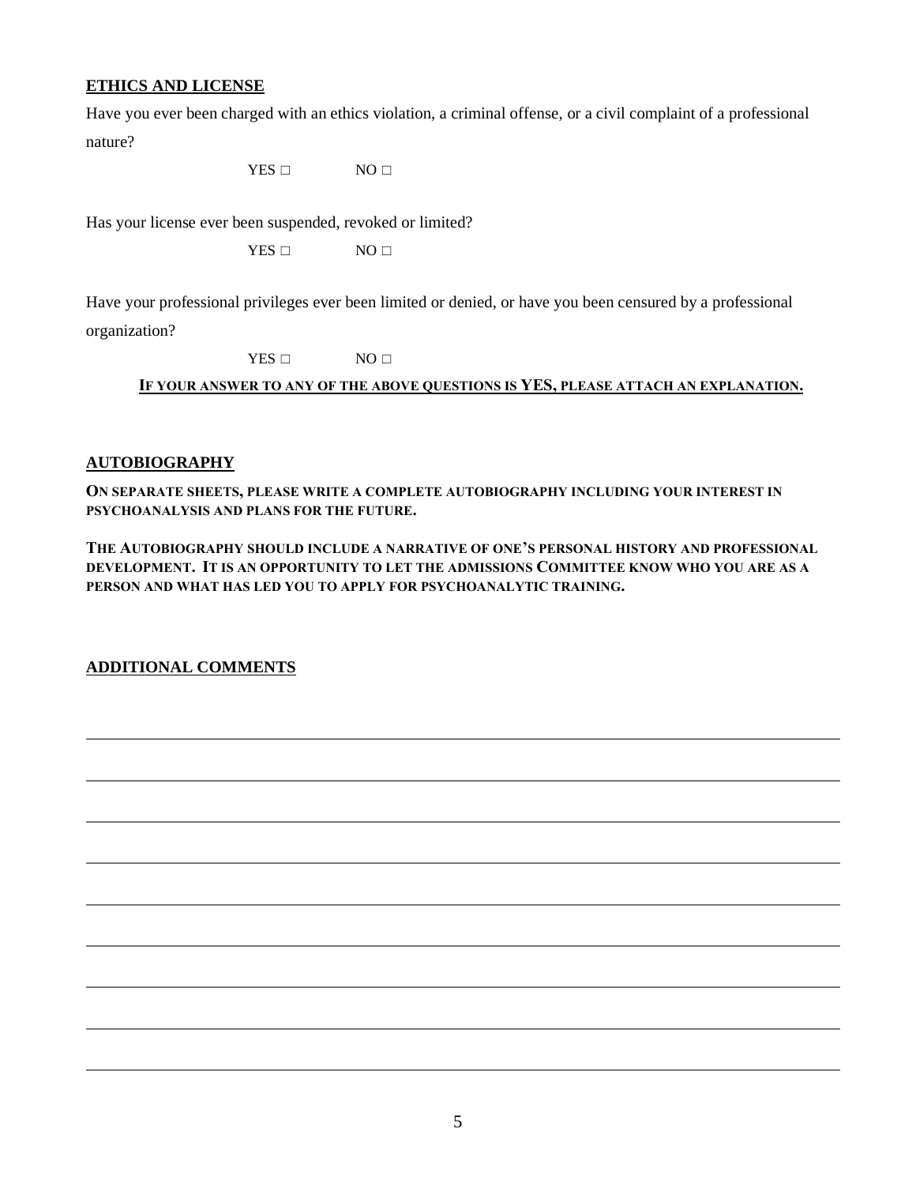## ETHICS AND LICENSE

Have you ever been charged with an ethics violation, a criminal offense, or a civil complaint of a professional nature?

YES □ NO □

Has your license ever been suspended, revoked or limited?

YES □ NO □

Have your professional privileges ever been limited or denied, or have you been censured by a professional organization?

YES □ NO □

**IF YOUR ANSWER TO ANY OF THE ABOVE QUESTIONS IS YES, PLEASE ATTACH AN EXPLANATION.**

## AUTOBIOGRAPHY

**ON SEPARATE SHEETS, PLEASE WRITE A COMPLETE AUTOBIOGRAPHY INCLUDING YOUR INTEREST IN PSYCHOANALYSIS AND PLANS FOR THE FUTURE.**

**THE AUTOBIOGRAPHY SHOULD INCLUDE A NARRATIVE OF ONE'S PERSONAL HISTORY AND PROFESSIONAL DEVELOPMENT. IT IS AN OPPORTUNITY TO LET THE ADMISSIONS COMMITTEE KNOW WHO YOU ARE AS A PERSON AND WHAT HAS LED YOU TO APPLY FOR PSYCHOANALYTIC TRAINING.**

## ADDITIONAL COMMENTS

_______________________________________________

_______________________________________________

_______________________________________________

_______________________________________________

_______________________________________________

_______________________________________________

_______________________________________________

_______________________________________________

_______________________________________________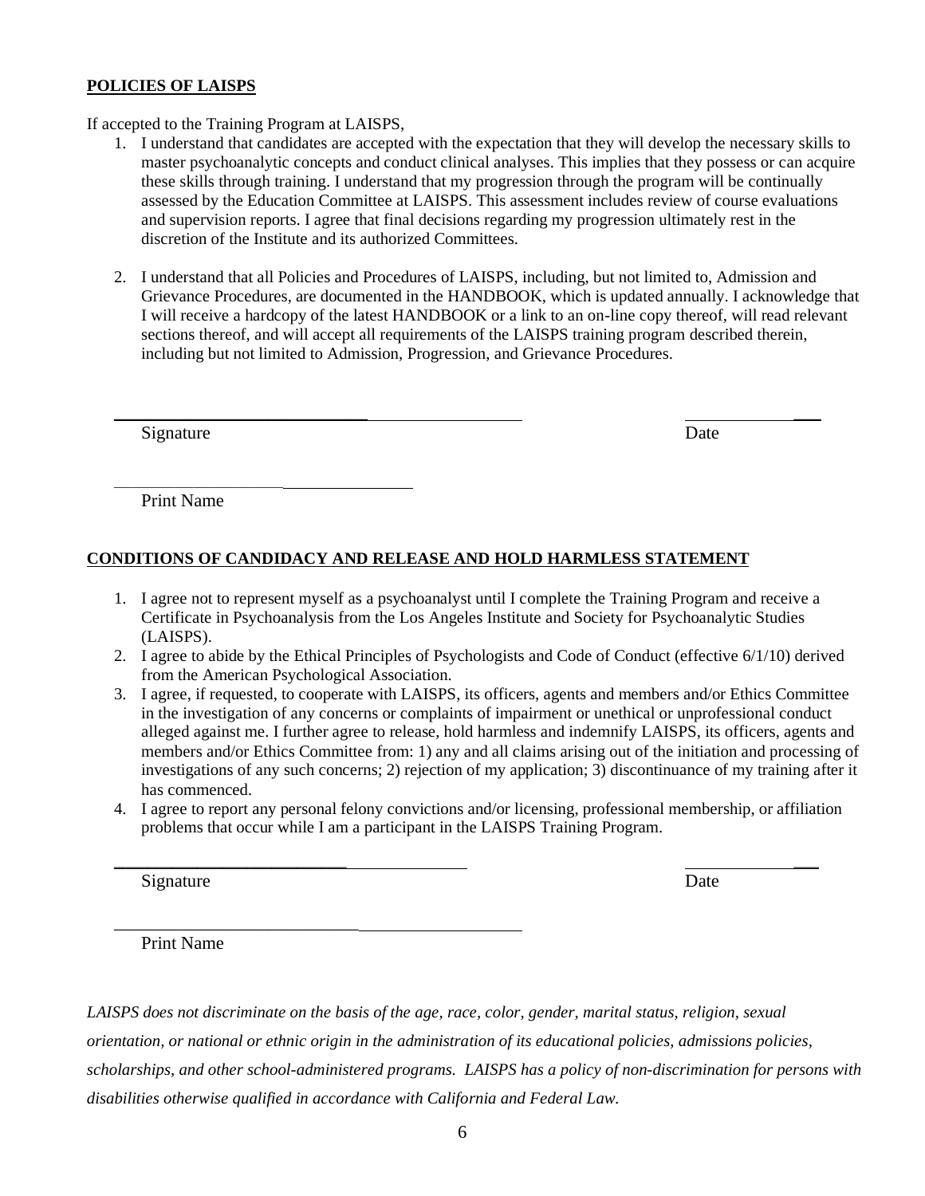**POLICIES OF LAISPS**

If accepted to the Training Program at LAISPS,

1. I understand that candidates are accepted with the expectation that they will develop the necessary skills to master psychoanalytic concepts and conduct clinical analyses. This implies that they possess or can acquire these skills through training. I understand that my progression through the program will be continually assessed by the Education Committee at LAISPS. This assessment includes review of course evaluations and supervision reports. I agree that final decisions regarding my progression ultimately rest in the discretion of the Institute and its authorized Committees.

2. I understand that all Policies and Procedures of LAISPS, including, but not limited to, Admission and Grievance Procedures, are documented in the HANDBOOK, which is updated annually. I acknowledge that I will receive a hardcopy of the latest HANDBOOK or a link to an on-line copy thereof, will read relevant sections thereof, and will accept all requirements of the LAISPS training program described therein, including but not limited to Admission, Progression, and Grievance Procedures.

_______________________________________ ______________

Signature Date

______________________________

Print Name

**CONDITIONS OF CANDIDACY AND RELEASE AND HOLD HARMLESS STATEMENT**

1. I agree not to represent myself as a psychoanalyst until I complete the Training Program and receive a Certificate in Psychoanalysis from the Los Angeles Institute and Society for Psychoanalytic Studies (LAISPS).
2. I agree to abide by the Ethical Principles of Psychologists and Code of Conduct (effective 6/1/10) derived from the American Psychological Association.
3. I agree, if requested, to cooperate with LAISPS, its officers, agents and members and/or Ethics Committee in the investigation of any concerns or complaints of impairment or unethical or unprofessional conduct alleged against me. I further agree to release, hold harmless and indemnify LAISPS, its officers, agents and members and/or Ethics Committee from: 1) any and all claims arising out of the initiation and processing of investigations of any such concerns; 2) rejection of my application; 3) discontinuance of my training after it has commenced.
4. I agree to report any personal felony convictions and/or licensing, professional membership, or affiliation problems that occur while I am a participant in the LAISPS Training Program.

_______________________________________ ______________

Signature Date

_______________________________________

Print Name

*LAISPS does not discriminate on the basis of the age, race, color, gender, marital status, religion, sexual orientation, or national or ethnic origin in the administration of its educational policies, admissions policies, scholarships, and other school-administered programs. LAISPS has a policy of non-discrimination for persons with disabilities otherwise qualified in accordance with California and Federal Law.*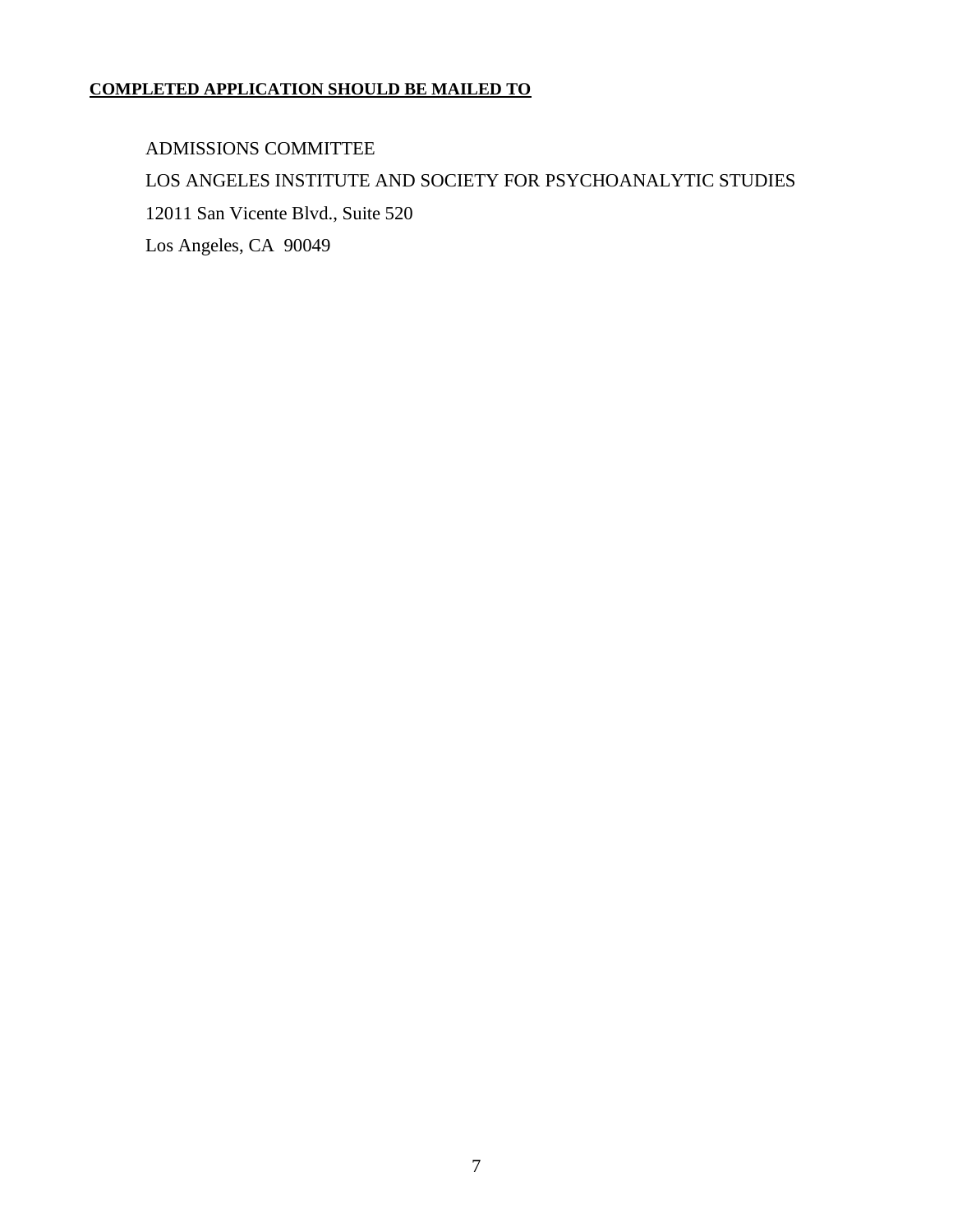**COMPLETED APPLICATION SHOULD BE MAILED TO**

ADMISSIONS COMMITTEE

LOS ANGELES INSTITUTE AND SOCIETY FOR PSYCHOANALYTIC STUDIES

12011 San Vicente Blvd., Suite 520

Los Angeles, CA  90049